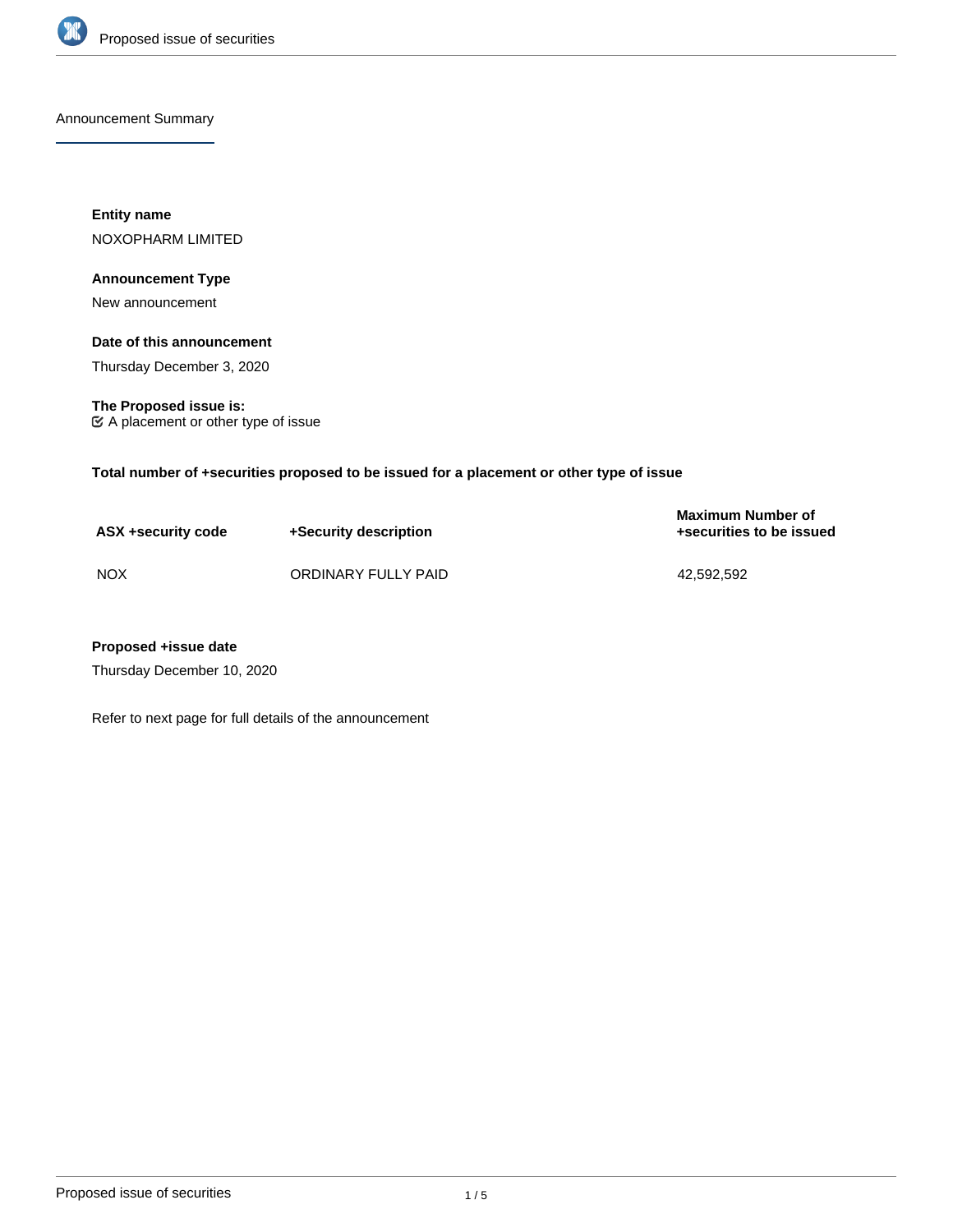Announcement Summary

**Entity name**

NOXOPHARM LIMITED

**Announcement Type**

New announcement

**Date of this announcement**

Thursday December 3, 2020

**The Proposed issue is:**

☑ A placement or other type of issue

**Total number of +securities proposed to be issued for a placement or other type of issue**

| ASX +security code | +Security description | Maximum Number of +securities to be issued |
|---|---|---|
| NOX | ORDINARY FULLY PAID | 42,592,592 |

**Proposed +issue date**

Thursday December 10, 2020

Refer to next page for full details of the announcement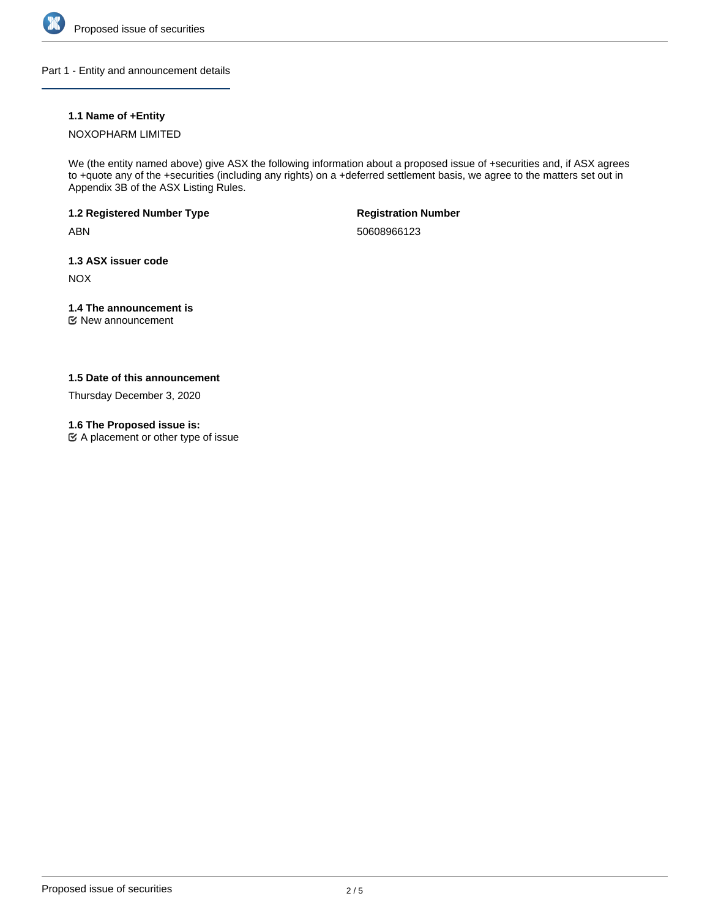## Part 1 - Entity and announcement details

**1.1 Name of +Entity**

NOXOPHARM LIMITED

We (the entity named above) give ASX the following information about a proposed issue of +securities and, if ASX agrees to +quote any of the +securities (including any rights) on a +deferred settlement basis, we agree to the matters set out in Appendix 3B of the ASX Listing Rules.

**1.2 Registered Number Type**

ABN

**Registration Number**

50608966123

**1.3 ASX issuer code**

NOX

**1.4 The announcement is**

☑ New announcement

**1.5 Date of this announcement**

Thursday December 3, 2020

**1.6 The Proposed issue is:**

☑ A placement or other type of issue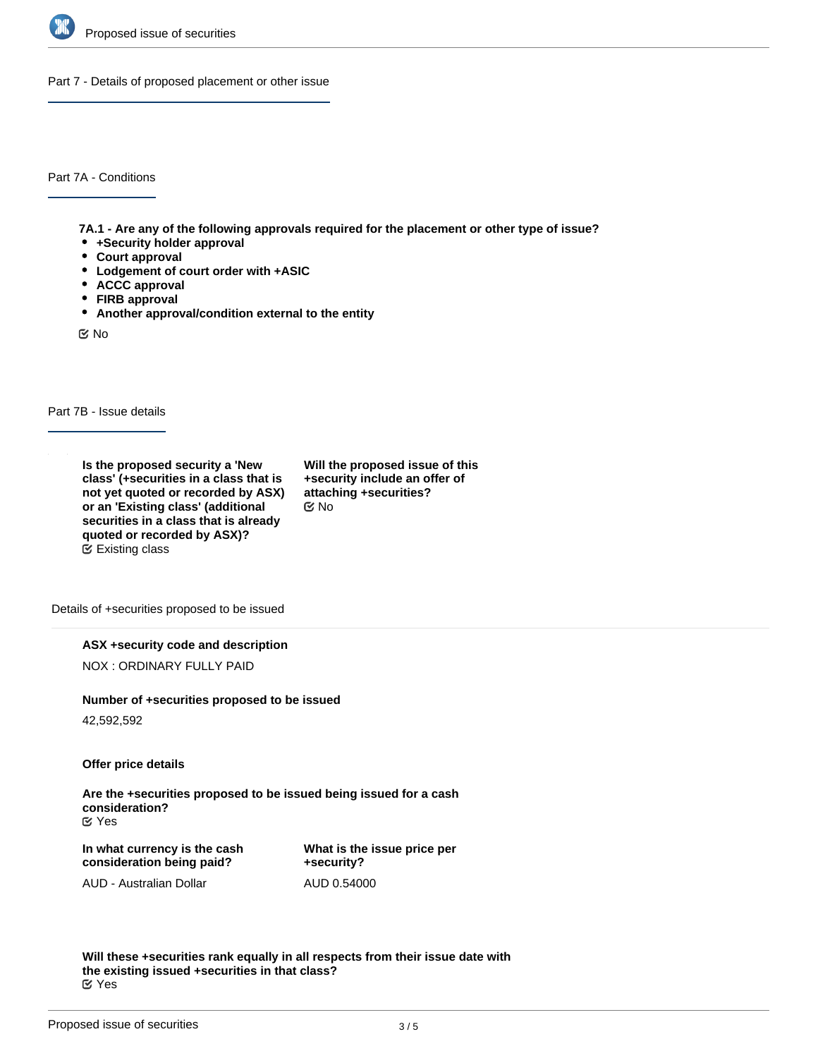## Part 7 - Details of proposed placement or other issue

### Part 7A - Conditions

**7A.1 - Are any of the following approvals required for the placement or other type of issue?**

- **+Security holder approval**
- **Court approval**
- **Lodgement of court order with +ASIC**
- **ACCC approval**
- **FIRB approval**
- **Another approval/condition external to the entity**

No

### Part 7B - Issue details

**Is the proposed security a 'New class' (+securities in a class that is not yet quoted or recorded by ASX) or an 'Existing class' (additional securities in a class that is already quoted or recorded by ASX)?**

Existing class

**Will the proposed issue of this +security include an offer of attaching +securities?**

No

#### Details of +securities proposed to be issued

**ASX +security code and description**

NOX : ORDINARY FULLY PAID

**Number of +securities proposed to be issued**

42,592,592

**Offer price details**

**Are the +securities proposed to be issued being issued for a cash consideration?**

Yes

**In what currency is the cash consideration being paid?**

AUD - Australian Dollar

**What is the issue price per +security?**

AUD 0.54000

**Will these +securities rank equally in all respects from their issue date with the existing issued +securities in that class?**

Yes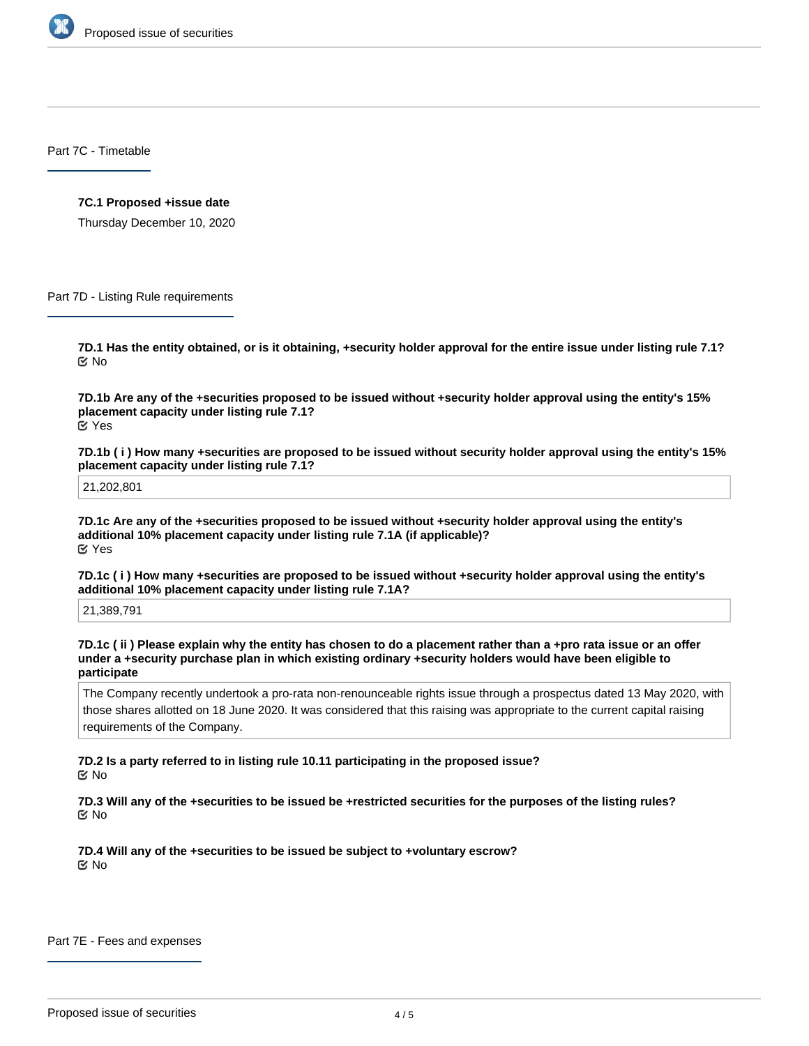## Part 7C - Timetable

**7C.1 Proposed +issue date**

Thursday December 10, 2020

## Part 7D - Listing Rule requirements

**7D.1 Has the entity obtained, or is it obtaining, +security holder approval for the entire issue under listing rule 7.1?**

No

**7D.1b Are any of the +securities proposed to be issued without +security holder approval using the entity's 15% placement capacity under listing rule 7.1?**

Yes

**7D.1b ( i ) How many +securities are proposed to be issued without security holder approval using the entity's 15% placement capacity under listing rule 7.1?**

21,202,801

**7D.1c Are any of the +securities proposed to be issued without +security holder approval using the entity's additional 10% placement capacity under listing rule 7.1A (if applicable)?**

Yes

**7D.1c ( i ) How many +securities are proposed to be issued without +security holder approval using the entity's additional 10% placement capacity under listing rule 7.1A?**

21,389,791

**7D.1c ( ii ) Please explain why the entity has chosen to do a placement rather than a +pro rata issue or an offer under a +security purchase plan in which existing ordinary +security holders would have been eligible to participate**

The Company recently undertook a pro-rata non-renounceable rights issue through a prospectus dated 13 May 2020, with those shares allotted on 18 June 2020. It was considered that this raising was appropriate to the current capital raising requirements of the Company.

**7D.2 Is a party referred to in listing rule 10.11 participating in the proposed issue?**

No

**7D.3 Will any of the +securities to be issued be +restricted securities for the purposes of the listing rules?**

No

**7D.4 Will any of the +securities to be issued be subject to +voluntary escrow?**

No

## Part 7E - Fees and expenses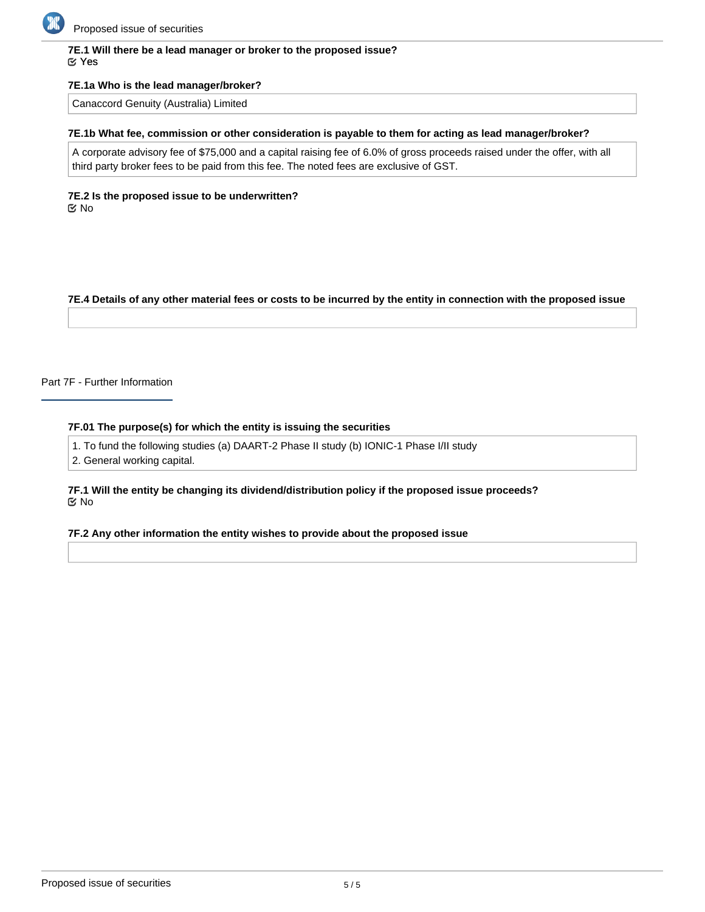**7E.1 Will there be a lead manager or broker to the proposed issue?**
☑ Yes

**7E.1a Who is the lead manager/broker?**

Canaccord Genuity (Australia) Limited

**7E.1b What fee, commission or other consideration is payable to them for acting as lead manager/broker?**

A corporate advisory fee of $75,000 and a capital raising fee of 6.0% of gross proceeds raised under the offer, with all third party broker fees to be paid from this fee. The noted fees are exclusive of GST.

**7E.2 Is the proposed issue to be underwritten?**
☑ No

**7E.4 Details of any other material fees or costs to be incurred by the entity in connection with the proposed issue**

## Part 7F - Further Information

**7F.01 The purpose(s) for which the entity is issuing the securities**

1. To fund the following studies (a) DAART-2 Phase II study (b) IONIC-1 Phase I/II study
2. General working capital.

**7F.1 Will the entity be changing its dividend/distribution policy if the proposed issue proceeds?**
☑ No

**7F.2 Any other information the entity wishes to provide about the proposed issue**